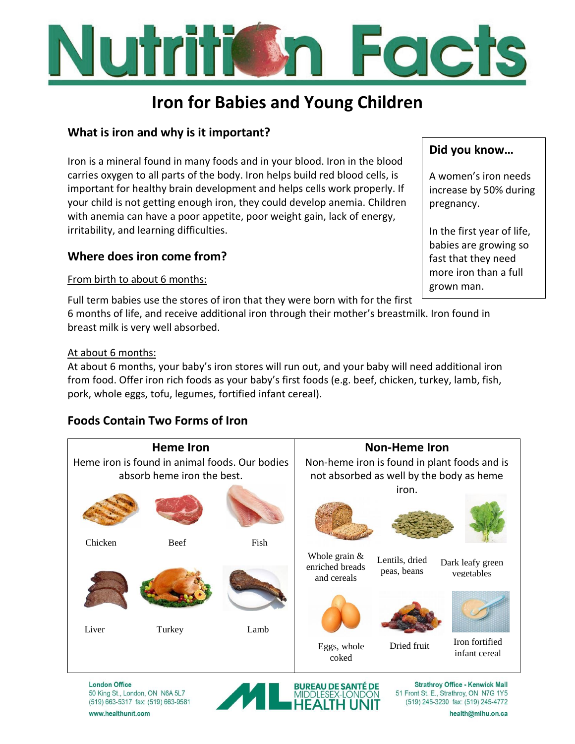# Nutrition Facts

## Iron for Babies and Young Children

### What is iron and why is it important?

Iron is a mineral found in many foods and in your blood. Iron in the blood carries oxygen to all parts of the body. Iron helps build red blood cells, is important for healthy brain development and helps cells work properly. If your child is not getting enough iron, they could develop anemia. Children with anemia can have a poor appetite, poor weight gain, lack of energy, irritability, and learning difficulties.

> **Did you know…**
>
> A women's iron needs increase by 50% during pregnancy.
>
> In the first year of life, babies are growing so fast that they need more iron than a full grown man.

### Where does iron come from?

From birth to about 6 months:

Full term babies use the stores of iron that they were born with for the first 6 months of life, and receive additional iron through their mother's breastmilk. Iron found in breast milk is very well absorbed.

At about 6 months:

At about 6 months, your baby's iron stores will run out, and your baby will need additional iron from food. Offer iron rich foods as your baby's first foods (e.g. beef, chicken, turkey, lamb, fish, pork, whole eggs, tofu, legumes, fortified infant cereal).

### Foods Contain Two Forms of Iron

| Heme Iron | Non-Heme Iron |
|---|---|
| Heme iron is found in animal foods. Our bodies absorb heme iron the best. | Non-heme iron is found in plant foods and is not absorbed as well by the body as heme iron. |
| Chicken, Beef, Fish | Whole grain & enriched breads and cereals, Lentils, dried peas, beans, Dark leafy green vegetables |
| Liver, Turkey, Lamb | Eggs, whole coked, Dried fruit, Iron fortified infant cereal |

**London Office**
50 King St., London, ON N6A 5L7
(519) 663-5317 fax: (519) 663-9581
www.healthunit.com

BUREAU DE SANTÉ DE MIDDLESEX-LONDON HEALTH UNIT

**Strathroy Office - Kenwick Mall**
51 Front St. E., Strathroy, ON N7G 1Y5
(519) 245-3230 fax: (519) 245-4772
health@mlhu.on.ca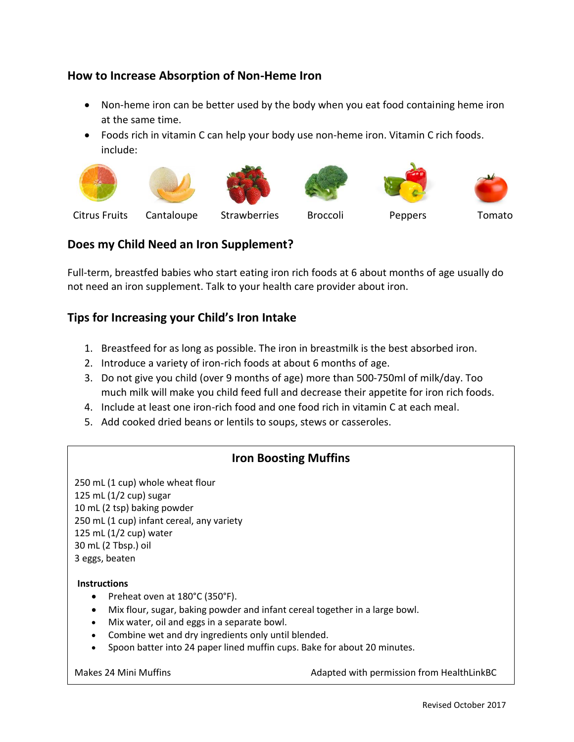## How to Increase Absorption of Non-Heme Iron

- Non-heme iron can be better used by the body when you eat food containing heme iron at the same time.
- Foods rich in vitamin C can help your body use non-heme iron. Vitamin C rich foods. include:

Citrus Fruits    Cantaloupe    Strawberries    Broccoli    Peppers    Tomato

## Does my Child Need an Iron Supplement?

Full-term, breastfed babies who start eating iron rich foods at 6 about months of age usually do not need an iron supplement. Talk to your health care provider about iron.

## Tips for Increasing your Child's Iron Intake

1. Breastfeed for as long as possible. The iron in breastmilk is the best absorbed iron.
2. Introduce a variety of iron-rich foods at about 6 months of age.
3. Do not give you child (over 9 months of age) more than 500-750ml of milk/day. Too much milk will make you child feed full and decrease their appetite for iron rich foods.
4. Include at least one iron-rich food and one food rich in vitamin C at each meal.
5. Add cooked dried beans or lentils to soups, stews or casseroles.

## Iron Boosting Muffins

250 mL (1 cup) whole wheat flour
125 mL (1/2 cup) sugar
10 mL (2 tsp) baking powder
250 mL (1 cup) infant cereal, any variety
125 mL (1/2 cup) water
30 mL (2 Tbsp.) oil
3 eggs, beaten

**Instructions**

- Preheat oven at 180°C (350°F).
- Mix flour, sugar, baking powder and infant cereal together in a large bowl.
- Mix water, oil and eggs in a separate bowl.
- Combine wet and dry ingredients only until blended.
- Spoon batter into 24 paper lined muffin cups. Bake for about 20 minutes.

Makes 24 Mini Muffins

Adapted with permission from HealthLinkBC

Revised October 2017